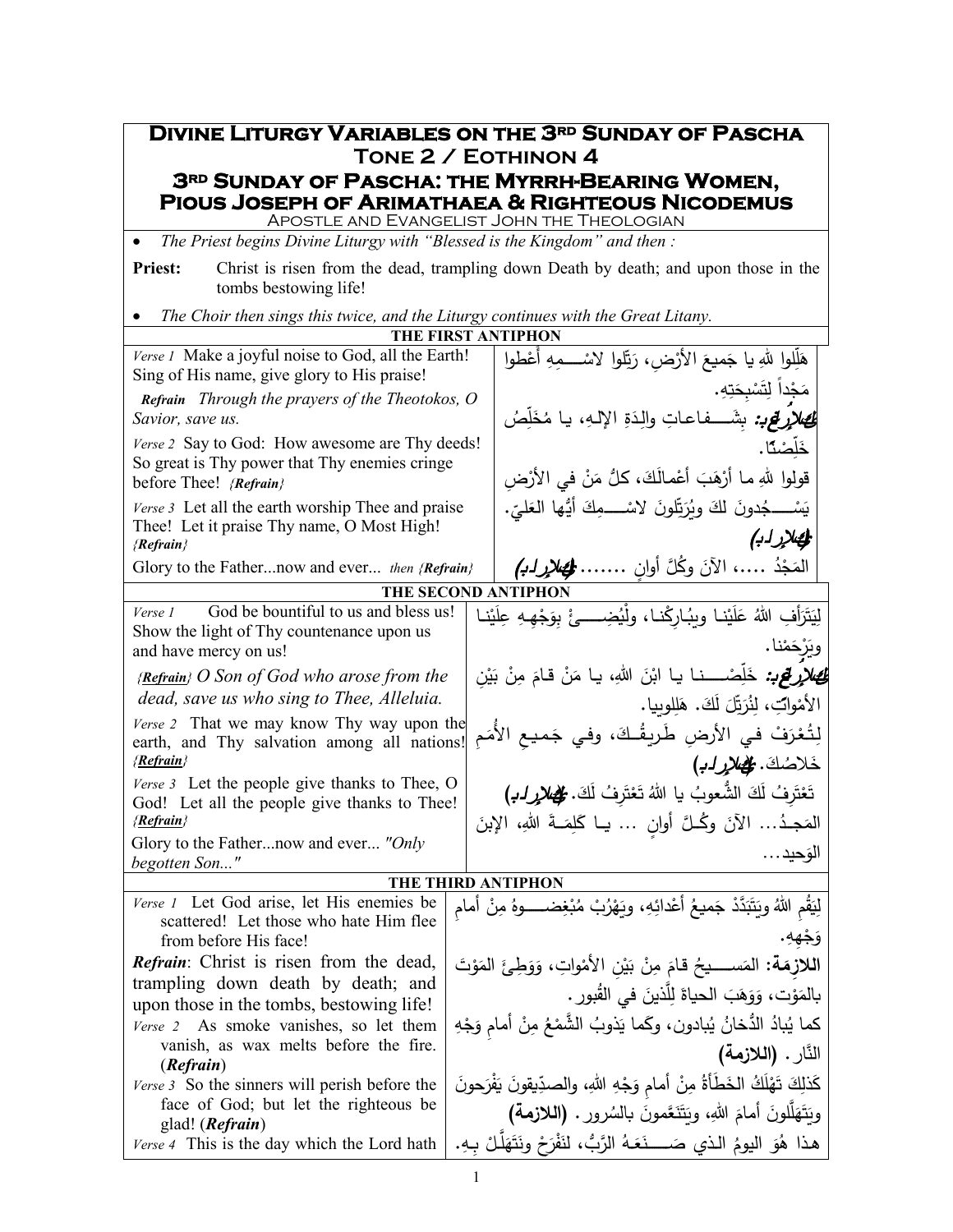# Divine Liturgy Variables on the 3rd Sunday of Pascha

## Tone 2 / Eothinon 4

## 3rd Sunday of Pascha: the Myrrh-Bearing Women, Pious Joseph of Arimathaea & Righteous Nicodemus

Apostle and Evangelist John the Theologian

- *The Priest begins Divine Liturgy with "Blessed is the Kingdom" and then :*

**Priest:** Christ is risen from the dead, trampling down Death by death; and upon those in the tombs bestowing life!

- *The Choir then sings this twice, and the Liturgy continues with the Great Litany.*

### THE FIRST ANTIPHON

| | |
|---|---|
| *Verse 1* Make a joyful noise to God, all the Earth! Sing of His name, give glory to His praise! | هَلِّلوا للهِ يا جَميعَ الأَرْضِ، رَتِّلوا لاسْــــمِهِ أَعْطوا مَجْداً لِتَسْبِحَتِهِ. |
| ***Refrain*** *Through the prayers of the Theotokos, O Savior, save us.* | **اللازمة:** بِشَـــفاعاتِ والِدَةِ الإلـهِ، يا مُخَلِّصُ خَلِّصْنا. |
| *Verse 2* Say to God: How awesome are Thy deeds! So great is Thy power that Thy enemies cringe before Thee! *{Refrain}* | قولوا للهِ ما أَرْهَبَ أعْمالَكَ، كلُّ مَنْ في الأرْضِ يَسْــــجُدونَ لكَ ويُرَتِّلونَ لاسْـــمِكَ أَيُّها العَليّ. **(اللازمة)** |
| *Verse 3* Let all the earth worship Thee and praise Thee! Let it praise Thy name, O Most High! *{Refrain}* | |
| Glory to the Father...now and ever... *then {Refrain}* | المَجْدُ ....، الآنَ وكُلَّ أوانٍ ....... **(اللازمة)** |

### THE SECOND ANTIPHON

| | |
|---|---|
| *Verse 1* God be bountiful to us and bless us! Show the light of Thy countenance upon us and have mercy on us! | لِيَتَرَأَفِ اللهُ عَلَيْنا ويبُارِكْنا، ولْيُضِــــئْ بِوَجْهِهِ عِلَيْنا ويَرْحَمْنا. |
| *{**Refrain**} O Son of God who arose from the dead, save us who sing to Thee, Alleluia.* | **اللازمة:** خَلِّصْــــنا يا ابْنَ اللهِ، يا مَنْ قامَ مِنْ بَيْنِ الأَمْواتِ، لِنُرَتِّلَ لَكَ. هَلِلويا. |
| *Verse 2* That we may know Thy way upon the earth, and Thy salvation among all nations! *{Refrain}* | لِتُعْرَفْ في الأرضِ طَريقُـكَ، وفي جَميعِ الأُمَمِ خَلاصُكَ. **(اللازمة)** |
| *Verse 3* Let the people give thanks to Thee, O God! Let all the people give thanks to Thee! *{Refrain}* | تَعْتَرِفُ لَكَ الشُّعوبُ يا اللهُ تَعْتَرِفُ لَكَ. **(اللازمة)** |
| Glory to the Father...now and ever... *"Only begotten Son..."* | المَجـدُ... الآنَ وكُـلَّ أوانٍ ... يـا كَلِمَـةَ اللهِ، الإبنَ الوَحيد... |

### THE THIRD ANTIPHON

| | |
|---|---|
| *Verse 1* Let God arise, let His enemies be scattered! Let those who hate Him flee from before His face! | لِيَقُمِ اللهُ ويَتَبَدَّدْ جَميعُ أَعْدائِهِ، ويَهْرُبْ مُبْغِضــــوهُ مِنْ أمامِ وَجْهِهِ. |
| ***Refrain***: Christ is risen from the dead, trampling down death by death; and upon those in the tombs, bestowing life! | **اللازمة:** المَســـيحُ قامَ مِنْ بَيْنِ الأمْواتِ، وَوَطِئَ المَوْتَ بالمَوْت، وَوَهَبَ الحياةَ لِلَّذينَ في القُبور. |
| *Verse 2* As smoke vanishes, so let them vanish, as wax melts before the fire. (***Refrain***) | كما يُبادُ الدُّخانُ يُبادون، وكَما يَذوبُ الشَّمْعُ مِنْ أمامِ وَجْهِ النَّار. **(اللازمة)** |
| *Verse 3* So the sinners will perish before the face of God; but let the righteous be glad! (***Refrain***) | كَذلِكَ تَهْلَكُ الخَطَأَةُ مِنْ أمامِ وَجْهِ اللهِ، والصدِّيقونَ يَفْرَحونَ ويَتَهَلَّلونَ أمامَ اللهِ، ويَتَنَعَّمونَ بالسُرور. **(اللازمة)** |
| *Verse 4* This is the day which the Lord hath | هذا هُوَ اليومُ الذي صَـــنَعَهُ الرَّبُّ، لنَفْرَحْ ونَتَهَلَّلْ بِهِ. |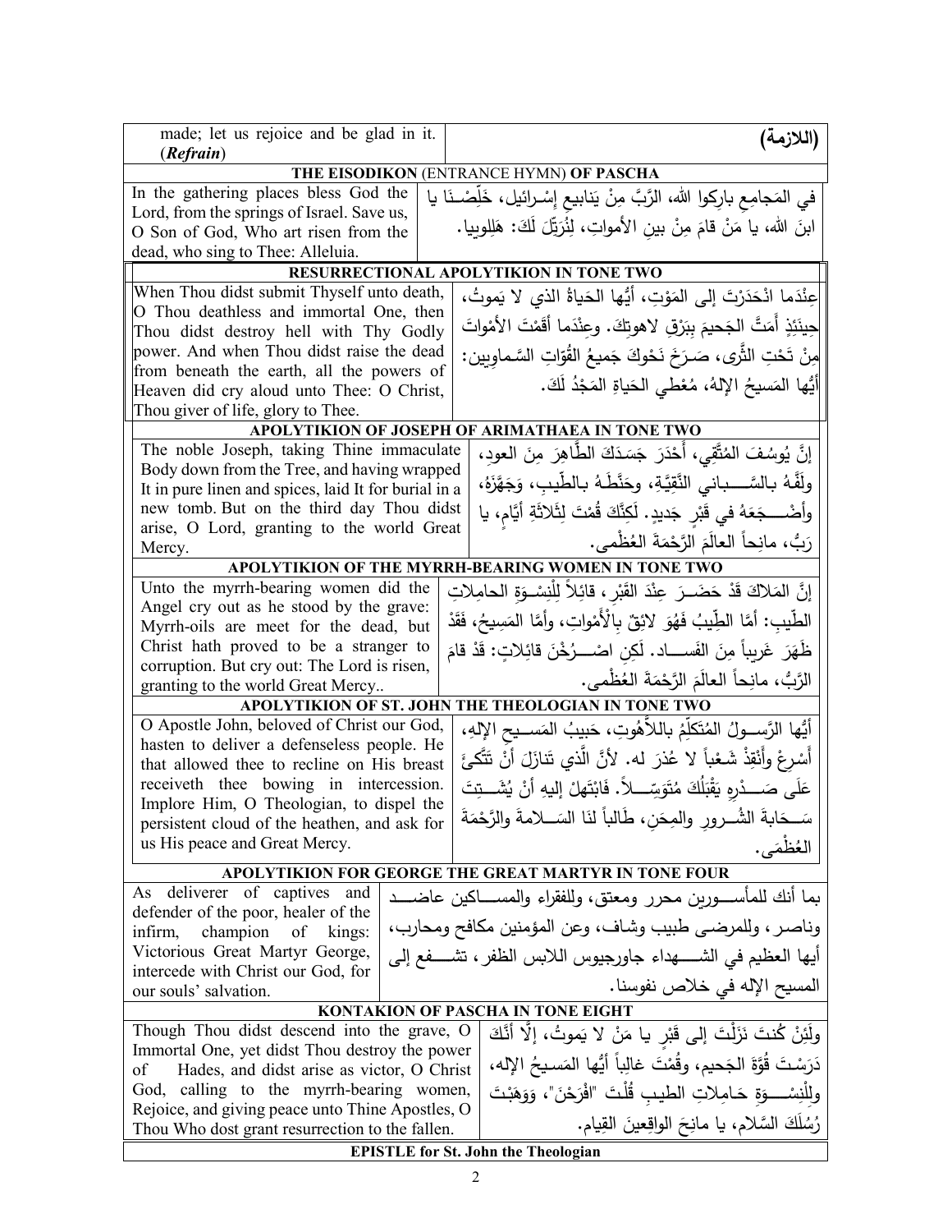| made; let us rejoice and be glad in it. (*Refrain*) | **(اللازمة)** |
|---|---|
| **THE EISODIKON** (ENTRANCE HYMN) **OF PASCHA** | |
| In the gathering places bless God the Lord, from the springs of Israel. Save us, O Son of God, Who art risen from the dead, who sing to Thee: Alleluia. | في المَجامِعِ بارِكوا اللهَ، الرَّبَّ مِنْ يَنابيعِ إسْرائيل، خَلِّصْـنَا يا ابنَ اللهِ، يا مَنْ قامَ مِنْ بينِ الأمواتِ، لِنُرَتِّلَ لَكَ: هَلِلويا. |
| **RESURRECTIONAL APOLYTIKION IN TONE TWO** | |
| When Thou didst submit Thyself unto death, O Thou deathless and immortal One, then Thou didst destroy hell with Thy Godly power. And when Thou didst raise the dead from beneath the earth, all the powers of Heaven did cry aloud unto Thee: O Christ, Thou giver of life, glory to Thee. | عِنْدَما انْحَدَرْتَ إلى المَوْتِ، أيُّها الحَياةُ الذي لا يَموتُ، حِينَئِذٍ أَمَتَّ الجَحيمَ بِبَرْقِ لاهوتِكَ. وعِنْدَما أَقَمْتَ الأمْواتَ مِنْ تَحْتِ الثَّرى، صَرَخَ نَحْوكَ جَميعُ القُوّاتِ السَّماويين: أيُّها المَسيحُ الإلهُ، مُعْطي الحَياةِ المَجْدُ لَكَ. |
| **APOLYTIKION OF JOSEPH OF ARIMATHAEA IN TONE TWO** | |
| The noble Joseph, taking Thine immaculate Body down from the Tree, and having wrapped It in pure linen and spices, laid It for burial in a new tomb. But on the third day Thou didst arise, O Lord, granting to the world Great Mercy. | إنَّ يُوسُفَ المُتَّقي، أَحْدَرَ جَسَدَكَ الطَّاهِرَ مِنَ العودِ، ولَفَّهُ بالسَّباني النَّقِيَّةِ، وحَنَّطَهُ بالطِّيبِ، وَجَهَّزَهُ، وأضْجَعَهُ في قَبْرٍ جَديدٍ. لَكِنَّكَ قُمْتَ لِثَلاثَةِ أيّامٍ، يا رَبُّ، مانِحاً العالَمَ الرَّحْمَةَ العُظْمى. |
| **APOLYTIKION OF THE MYRRH-BEARING WOMEN IN TONE TWO** | |
| Unto the myrrh-bearing women did the Angel cry out as he stood by the grave: Myrrh-oils are meet for the dead, but Christ hath proved to be a stranger to corruption. But cry out: The Lord is risen, granting to the world Great Mercy.. | إنَّ المَلاكَ قَدْ حَضَرَ عِنْدَ القَبْرِ، قائِلاً لِلْنِسْوَةِ الحامِلاتِ الطِّيبِ: أمَّا الطِّيبُ فَهُوَ لائِقٌ بالأَمْواتِ، وأمَّا المَسيحُ، فَقَدْ ظَهَرَ غَريباً مِنَ الفَساد. لَكِن اصْرُخْنَ قائِلاتٍ: قَدْ قامَ الرَّبُّ، مانِحاً العالَمَ الرَّحْمَةَ العُظْمى. |
| **APOLYTIKION OF ST. JOHN THE THEOLOGIAN IN TONE TWO** | |
| O Apostle John, beloved of Christ our God, hasten to deliver a defenseless people. He that allowed thee to recline on His breast receiveth thee bowing in intercession. Implore Him, O Theologian, to dispel the persistent cloud of the heathen, and ask for us His peace and Great Mercy. | أيُّها الرَّسولُ المُتَكَلِّمُ باللاَّهُوتِ، حَبيبُ المَسيحِ الإلهِ، أَسْرِعْ وأَنْقِذْ شَعْباً لا عُذرَ له. لأنَّ الّذي تنازَلَ أنْ تَتَّكئَ عَلَى صَدْرِهِ يَقْبَلُكَ مُتَوَسِّلاً. فَابْتَهِلْ إليهِ أنْ يُشَتِّتَ سَحَابَةَ الشُّرورِ والمِحَنِ، طَالباً لنَا السَلامةَ والرَّحْمَةَ العُظْمَى. |
| **APOLYTIKION FOR GEORGE THE GREAT MARTYR IN TONE FOUR** | |
| As deliverer of captives and defender of the poor, healer of the infirm, champion of kings: Victorious Great Martyr George, intercede with Christ our God, for our souls' salvation. | بما أنك للمأسورين محرر ومعتق، وللفقراء والمساكين عاضد وناصر، وللمرضى طبيب وشاف، وعن المؤمنين مكافح ومحارب، أيها العظيم في الشهداء جاورجيوس اللابس الظفر، تشفع إلى المسيح الإله في خلاص نفوسنا. |
| **KONTAKION OF PASCHA IN TONE EIGHT** | |
| Though Thou didst descend into the grave, O Immortal One, yet didst Thou destroy the power of Hades, and didst arise as victor, O Christ God, calling to the myrrh-bearing women, Rejoice, and giving peace unto Thine Apostles, O Thou Who dost grant resurrection to the fallen. | ولَئِنْ كُنتَ نَزَلْتَ إلى قَبْرٍ يا مَنْ لا يَموتُ، إلَّا أنَّكَ دَرَسْتَ قُوَّةَ الجَحيم، وقُمْتَ غالِباً أيُّها المَسيحُ الإله، ولِلْنِسْوَةِ حَامِلاتِ الطيبِ قُلْتَ "افْرَحْنَ"، وَوَهَبْتَ رُسُلَكَ السَّلام، يا مانِحَ الواقِعينَ القِيام. |
| **EPISTLE for St. John the Theologian** | |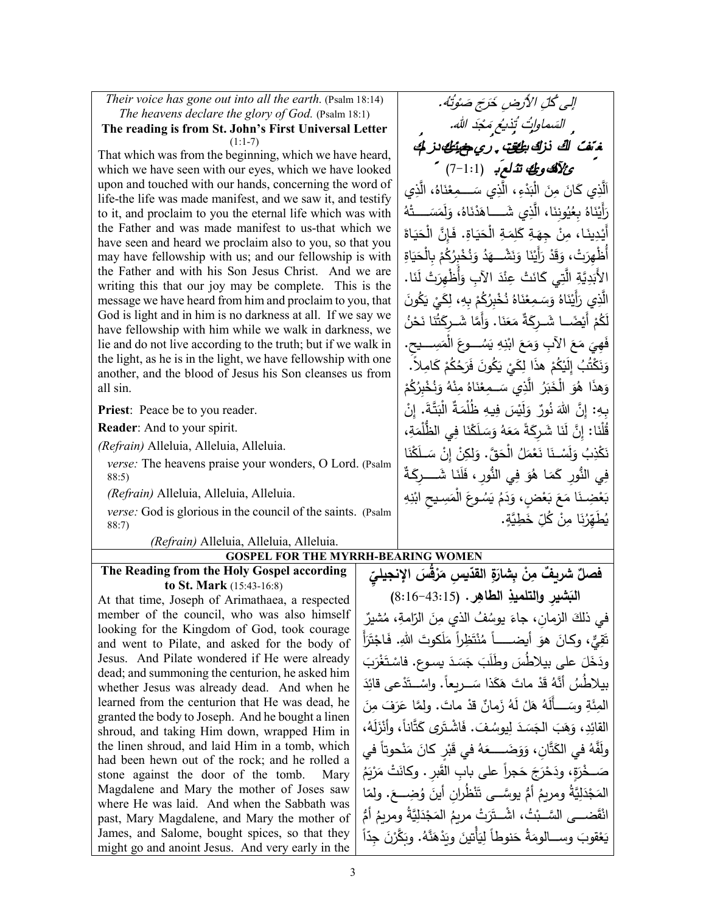*Their voice has gone out into all the earth.* (Psalm 18:14)
*The heavens declare the glory of God.* (Psalm 18:1)

**The reading is from St. John's First Universal Letter** (1:1-7)

That which was from the beginning, which we have heard, which we have seen with our eyes, which we have looked upon and touched with our hands, concerning the word of life-the life was made manifest, and we saw it, and testify to it, and proclaim to you the eternal life which was with the Father and was made manifest to us-that which we have seen and heard we proclaim also to you, so that you may have fellowship with us; and our fellowship is with the Father and with his Son Jesus Christ. And we are writing this that our joy may be complete. This is the message we have heard from him and proclaim to you, that God is light and in him is no darkness at all. If we say we have fellowship with him while we walk in darkness, we lie and do not live according to the truth; but if we walk in the light, as he is in the light, we have fellowship with one another, and the blood of Jesus his Son cleanses us from all sin.

**Priest**: Peace be to you reader.

**Reader**: And to your spirit.

*(Refrain)* Alleluia, Alleluia, Alleluia.

*verse:* The heavens praise your wonders, O Lord. (Psalm 88:5)

*(Refrain)* Alleluia, Alleluia, Alleluia.

*verse:* God is glorious in the council of the saints. (Psalm 88:7)

*(Refrain)* Alleluia, Alleluia, Alleluia.

*إلى كُلِّ الأرضِ خَرَجَ صَوْتُهُ.*
*السَماواتُ تُذيعُ مَجْدَ الله.*

**فصل من رسالة القديس يوحنا الإنجيلي الجامعة الأولى** (1:1-7)

الَّذِي كَانَ مِنَ الْبَدْءِ، الَّذِي سَمِعْنَاهُ، الَّذِي رَأَيْنَاهُ بِعُيُونِنَا، الَّذِي شَاهَدْنَاهُ، وَلَمَسَتْهُ أَيْدِينَا، مِنْ جِهَةِ كَلِمَةِ الْحَيَاةِ. فَإِنَّ الْحَيَاةَ أُظْهِرَتْ، وَقَدْ رَأَيْنَا وَنَشْهَدُ وَنُخْبِرُكُمْ بِالْحَيَاةِ الأَبَدِيَّةِ الَّتِي كَانَتْ عِنْدَ الآبِ وَأُظْهِرَتْ لَنَا. الَّذِي رَأَيْنَاهُ وَسَمِعْنَاهُ نُخْبِرُكُمْ بِهِ، لِكَيْ يَكُونَ لَكُمْ أَيْضًا شَرِكَةٌ مَعَنَا. وَأَمَّا شَرِكَتُنَا نَحْنُ فَهِيَ مَعَ الآبِ وَمَعَ ابْنِهِ يَسُوعَ الْمَسِيحِ. وَنَكْتُبُ إِلَيْكُمْ هذَا لِكَيْ يَكُونَ فَرَحُكُمْ كَامِلاً. وَهذَا هُوَ الْخَبَرُ الَّذِي سَمِعْنَاهُ مِنْهُ وَنُخْبِرُكُمْ بِهِ: إِنَّ اللهَ نُورٌ وَلَيْسَ فِيهِ ظُلْمَةٌ الْبَتَّةَ. إِنْ قُلْنَا: إِنَّ لَنَا شَرِكَةً مَعَهُ وَسَلَكْنَا فِي الظُّلْمَةِ، نَكْذِبُ وَلَسْنَا نَعْمَلُ الْحَقَّ. وَلكِنْ إِنْ سَلَكْنَا فِي النُّورِ كَمَا هُوَ فِي النُّورِ، فَلَنَا شَرِكَةٌ بَعْضِنَا مَعَ بَعْضٍ، وَدَمُ يَسُوعَ الْمَسِيحِ ابْنِهِ يُطَهِّرُنَا مِنْ كُلِّ خَطِيَّةٍ.

## GOSPEL FOR THE MYRRH-BEARING WOMEN

**The Reading from the Holy Gospel according to St. Mark** (15:43-16:8)

At that time, Joseph of Arimathaea, a respected member of the council, who was also himself looking for the Kingdom of God, took courage and went to Pilate, and asked for the body of Jesus. And Pilate wondered if He were already dead; and summoning the centurion, he asked him whether Jesus was already dead. And when he learned from the centurion that He was dead, he granted the body to Joseph. And he bought a linen shroud, and taking Him down, wrapped Him in the linen shroud, and laid Him in a tomb, which had been hewn out of the rock; and he rolled a stone against the door of the tomb. Mary Magdalene and Mary the mother of Joses saw where He was laid. And when the Sabbath was past, Mary Magdalene, and Mary the mother of James, and Salome, bought spices, so that they might go and anoint Jesus. And very early in the

**فصلٌ شريفٌ مِنْ بِشارَةِ القدّيسِ مَرْقُسَ الإنجيليّ البَشيرِ والتلميذِ الطاهِر.** (15:43-16:8)

في ذلكَ الزمانِ، جاءَ يوسُفُ الذي مِنَ الرّامةِ، مُشيرٌ تَقِيٌّ، وكانَ هوَ أيضاً مُنْتَظِراً مَلَكوتَ اللهِ. فَاجْتَرَأَ ودَخَلَ على بيلاطُسَ وطَلَبَ جَسَدَ يسوع. فاسْتَغْرَبَ بيلاطُسُ أنَّهُ قَدْ ماتَ هَكَذا سَريعاً. واسْتَدْعى قائِدَ المِئَةِ وسَأَلَهُ هَلْ لَهُ زَمانٌ قدْ ماتَ. ولمّا عَرَفَ مِنَ القائِدِ، وَهَبَ الجَسَدَ لِيوسُفَ. فَاشْتَرى كَتّاناً، وأنْزَلَهُ، ولَفَّهُ في الكَتّانِ، وَوَضَعَهُ في قَبْرٍ كانَ مَنْحوتاً في صَخْرَةٍ، ودَحْرَجَ حَجراً على بابِ القَبرِ. وكانَتْ مَرْيَمُ المَجْدَلِيَّةُ ومريمُ أمُّ يوسَّى تَنْظُرانِ أينَ وُضِعَ. ولمّا انْقَضى السَّبْتُ، اشْتَرَتْ مريمُ المَجْدَلِيَّةُ ومريمُ أمُّ يَعْقوبَ وسالومَةُ حَنوطاً لِيَأْتينَ ويَدْهَنَّهُ. وبَكَّرْنَ جِدّاً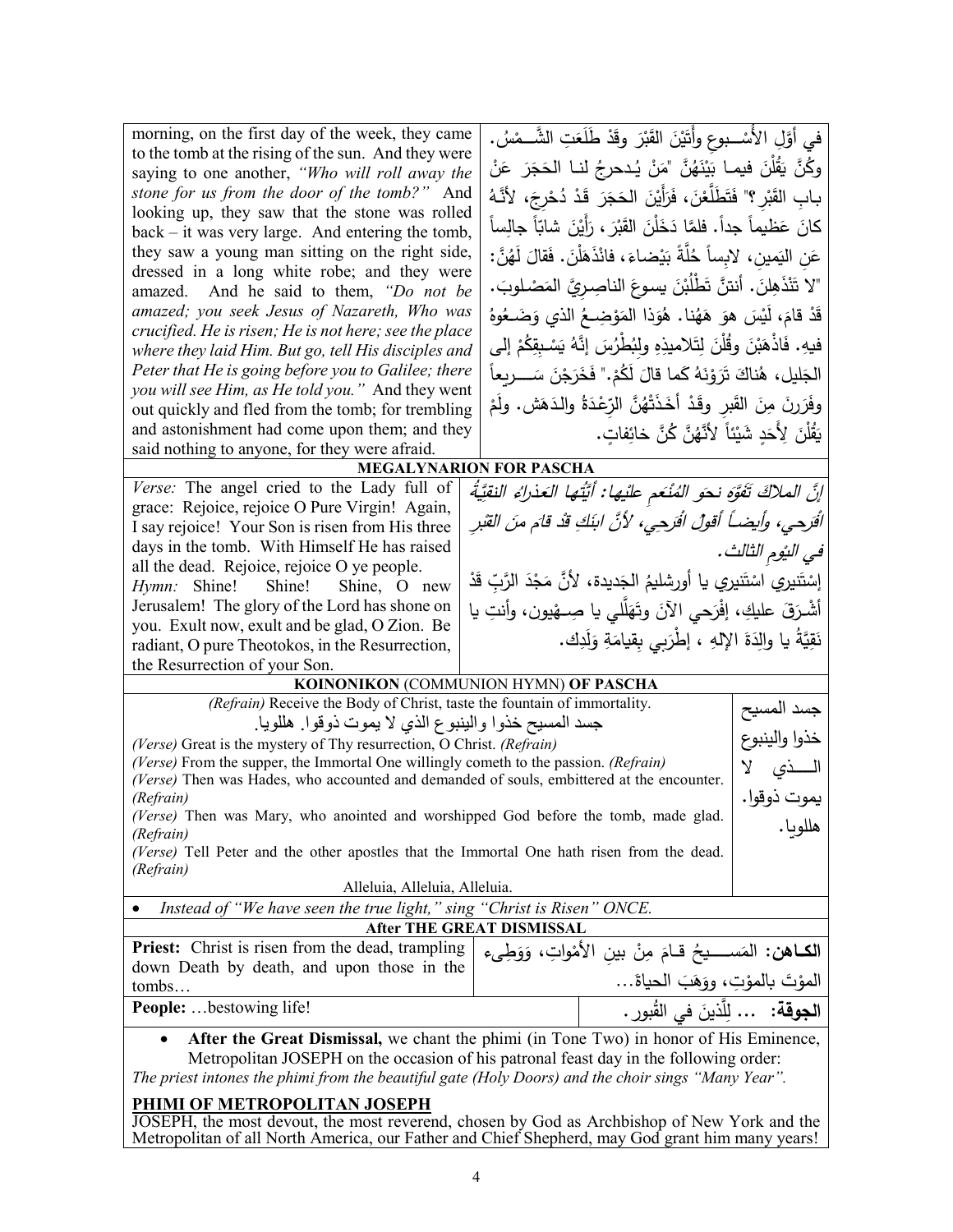| | |
|---|---|
| morning, on the first day of the week, they came to the tomb at the rising of the sun. And they were saying to one another, *"Who will roll away the stone for us from the door of the tomb?"* And looking up, they saw that the stone was rolled back – it was very large. And entering the tomb, they saw a young man sitting on the right side, dressed in a long white robe; and they were amazed. And he said to them, *"Do not be amazed; you seek Jesus of Nazareth, Who was crucified. He is risen; He is not here; see the place where they laid Him. But go, tell His disciples and Peter that He is going before you to Galilee; there you will see Him, as He told you."* And they went out quickly and fled from the tomb; for trembling and astonishment had come upon them; and they said nothing to anyone, for they were afraid. | في أوَّلِ الأُسْـبوعِ وأَتَيْنَ القَبْرَ وقَدْ طَلَعَتِ الشَّـمْسُ. وكُنَّ يَقُلْنَ فيما بَيْنَهُنَّ "مَنْ يُدحرجُ لنا الحَجَرَ عَنْ بابِ القَبْرِ؟" فَتَطَلَّعْنَ، فَرَأَيْنَ الحَجَرَ قَدْ دُحْرِجَ، لأَنَّهُ كانَ عَظيماً جداً. فلمَّا دَخَلْنَ القَبْرَ، رَأَيْنَ شاباً جالِساً عَنِ اليَمينِ، لابِساً حُلَّةً بَيْضاءَ، فانْذَهَلْنَ. فَقالَ لَهُنَّ: "لا تَنْذَهِلنَ. أنتنَّ تَطْلُبْنَ يسوعَ الناصِرِيَّ المَصْلوبَ. قَدْ قامَ، لَيْسَ هوَ هَهُنا. هُوَذا المَوْضِعُ الذي وَضَعُوهُ فيهِ. فَاذْهَبْنَ وقُلْنَ لِتَلاميذِهِ ولِبُطْرُسَ إنَّهُ يَسْبِقُكُمْ إلى الجَليلِ، هُناكَ تَرَوْنَهُ كَما قالَ لَكُمْ." فَخَرَجْنَ سَريعاً وفَرَرنَ مِنَ القَبرِ وقَدْ أَخَذَتْهُنَّ الرِّعْدَةُ والدَهَش. ولَمْ يَقُلْنَ لِأَحَدٍ شَيْئاً لأَنَّهُنَّ كُنَّ خائِفاتٍ. |

**MEGALYNARION FOR PASCHA**

| | |
|---|---|
| *Verse:* The angel cried to the Lady full of grace: Rejoice, rejoice O Pure Virgin! Again, I say rejoice! Your Son is risen from His three days in the tomb. With Himself He has raised all the dead. Rejoice, rejoice O ye people.<br>*Hymn:* Shine! Shine! Shine, O new Jerusalem! The glory of the Lord has shone on you. Exult now, exult and be glad, O Zion. Be radiant, O pure Theotokos, in the Resurrection, the Resurrection of your Son. | *إنَّ الملاكَ تَفَوَّهَ نحوَ المُنْعَمِ عليها: أيَّتُها العَذراءُ النقيَّةُ افْرَحي، وأيضاً أقولُ افْرَحِي، لأنَّ ابنَكِ قَدْ قامَ مِنَ القبْرِ في اليَوْمِ الثالث.*<br>إسْتَنيري اسْتَنيري يا أورشليمُ الجَديدة، لأنَّ مَجْدَ الرَّبِّ قَدْ أَشْرَقَ عليكِ، إفْرَحي الآنَ وتَهَلَّلي يا صِهْيَون، وأنتِ يا نَقِيَّةُ يا والِدَةَ الإلهِ ، إطْرَبي بِقيامَةِ وَلَدِك. |

**KOINONIKON** (COMMUNION HYMN) **OF PASCHA**

| | |
|---|---|
| *(Refrain)* Receive the Body of Christ, taste the fountain of immortality.<br>جسد المسيح خذوا والينبوع الذي لا يموت ذوقوا. هللويا.<br>*(Verse)* Great is the mystery of Thy resurrection, O Christ. *(Refrain)*<br>*(Verse)* From the supper, the Immortal One willingly cometh to the passion. *(Refrain)*<br>*(Verse)* Then was Hades, who accounted and demanded of souls, embittered at the encounter. *(Refrain)*<br>*(Verse)* Then was Mary, who anointed and worshipped God before the tomb, made glad. *(Refrain)*<br>*(Verse)* Tell Peter and the other apostles that the Immortal One hath risen from the dead. *(Refrain)*<br>Alleluia, Alleluia, Alleluia. | جسد المسيح خذوا والينبوع الذي لا يموت ذوقوا. هللويا. |

- *Instead of "We have seen the true light," sing "Christ is Risen" ONCE.*

**After THE GREAT DISMISSAL**

| | |
|---|---|
| **Priest:** Christ is risen from the dead, trampling down Death by death, and upon those in the tombs… | **الكاهن:** المَسيحُ قامَ مِنْ بينِ الأمْواتِ، وَوَطِىءِ الموْتَ بالموْتِ، ووَهَبَ الحياةَ… |
| **People:** …bestowing life! | **الجوقة:** … لِلَّذينَ في القُبور. |

- **After the Great Dismissal,** we chant the phimi (in Tone Two) in honor of His Eminence, Metropolitan JOSEPH on the occasion of his patronal feast day in the following order:

*The priest intones the phimi from the beautiful gate (Holy Doors) and the choir sings "Many Year".*

**PHIMI OF METROPOLITAN JOSEPH**

JOSEPH, the most devout, the most reverend, chosen by God as Archbishop of New York and the Metropolitan of all North America, our Father and Chief Shepherd, may God grant him many years!